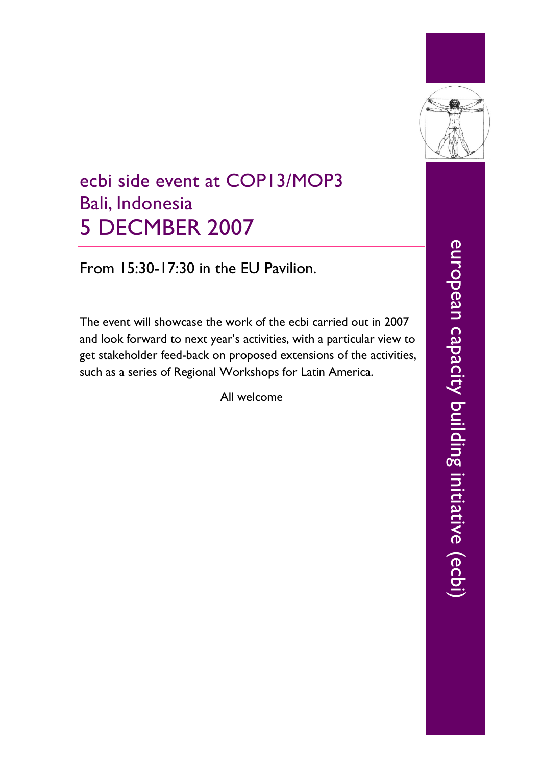# ecbi side event at COP13/MOP3
# Bali, Indonesia
# 5 DECEMBER 2007

From 15:30-17:30 in the EU Pavilion.

The event will showcase the work of the ecbi carried out in 2007 and look forward to next year's activities, with a particular view to get stakeholder feed-back on proposed extensions of the activities, such as a series of Regional Workshops for Latin America.

All welcome

european capacity building initiative (ecbi)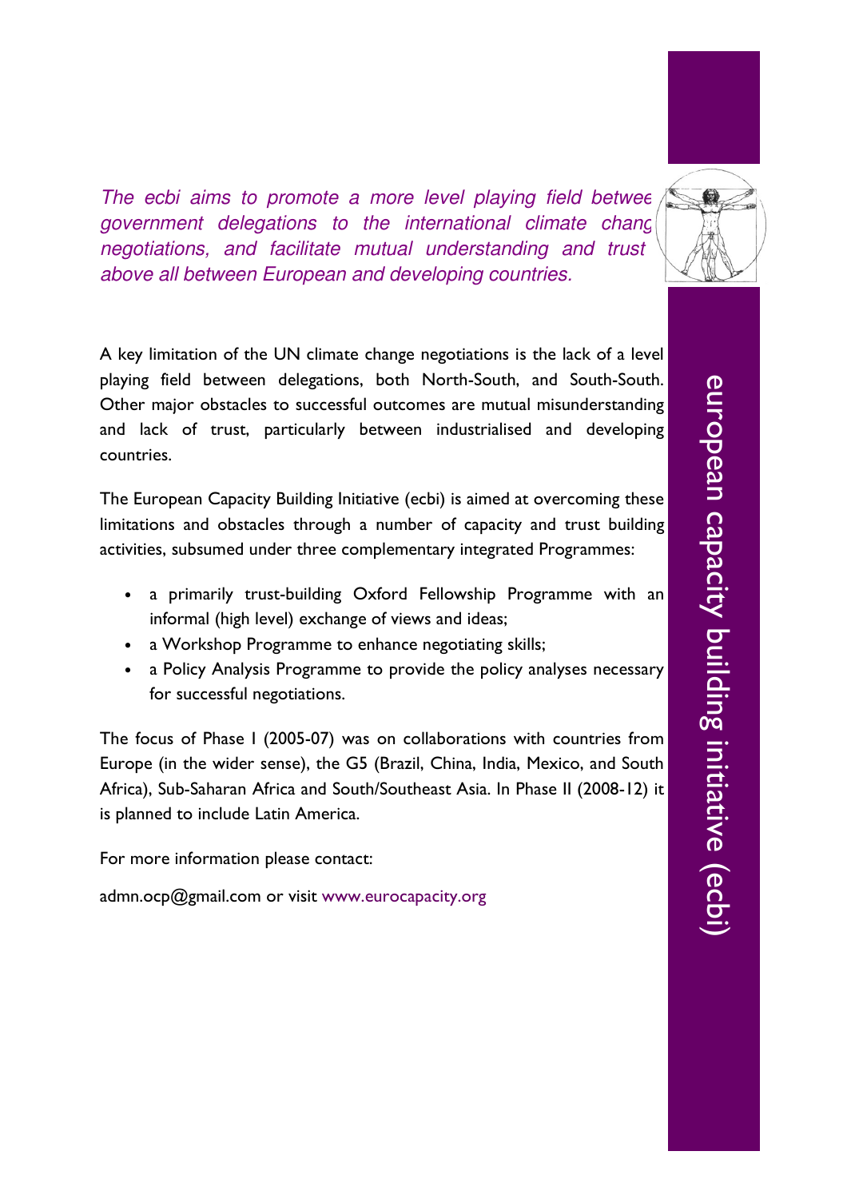*The ecbi aims to promote a more level playing field between government delegations to the international climate change negotiations, and facilitate mutual understanding and trust above all between European and developing countries.*

A key limitation of the UN climate change negotiations is the lack of a level playing field between delegations, both North-South, and South-South. Other major obstacles to successful outcomes are mutual misunderstanding and lack of trust, particularly between industrialised and developing countries.

The European Capacity Building Initiative (ecbi) is aimed at overcoming these limitations and obstacles through a number of capacity and trust building activities, subsumed under three complementary integrated Programmes:

- a primarily trust-building Oxford Fellowship Programme with an informal (high level) exchange of views and ideas;
- a Workshop Programme to enhance negotiating skills;
- a Policy Analysis Programme to provide the policy analyses necessary for successful negotiations.

The focus of Phase I (2005-07) was on collaborations with countries from Europe (in the wider sense), the G5 (Brazil, China, India, Mexico, and South Africa), Sub-Saharan Africa and South/Southeast Asia. In Phase II (2008-12) it is planned to include Latin America.

For more information please contact:

admn.ocp@gmail.com or visit www.eurocapacity.org

european capacity building initiative (ecbi)